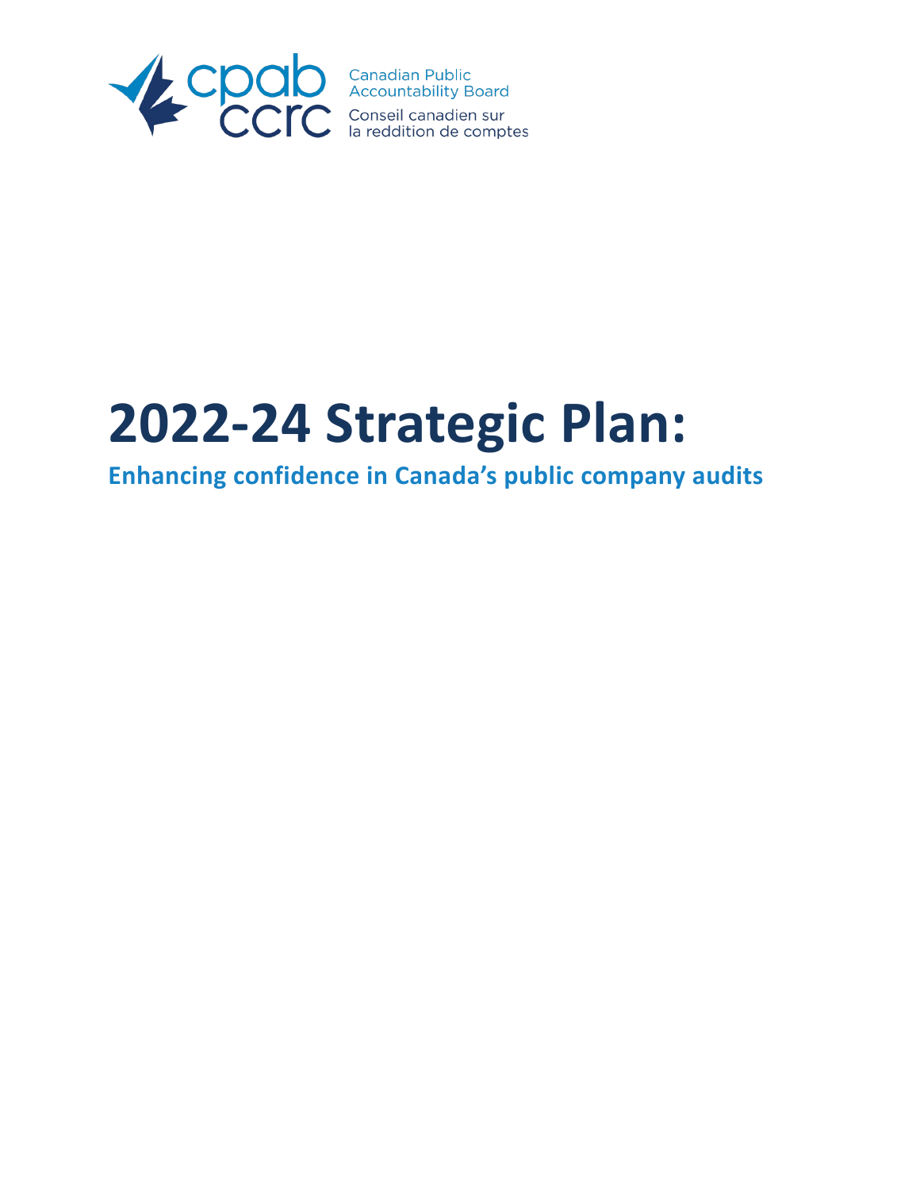cpab ccrc Canadian Public Accountability Board Conseil canadien sur la reddition de comptes

# 2022-24 Strategic Plan:

## Enhancing confidence in Canada's public company audits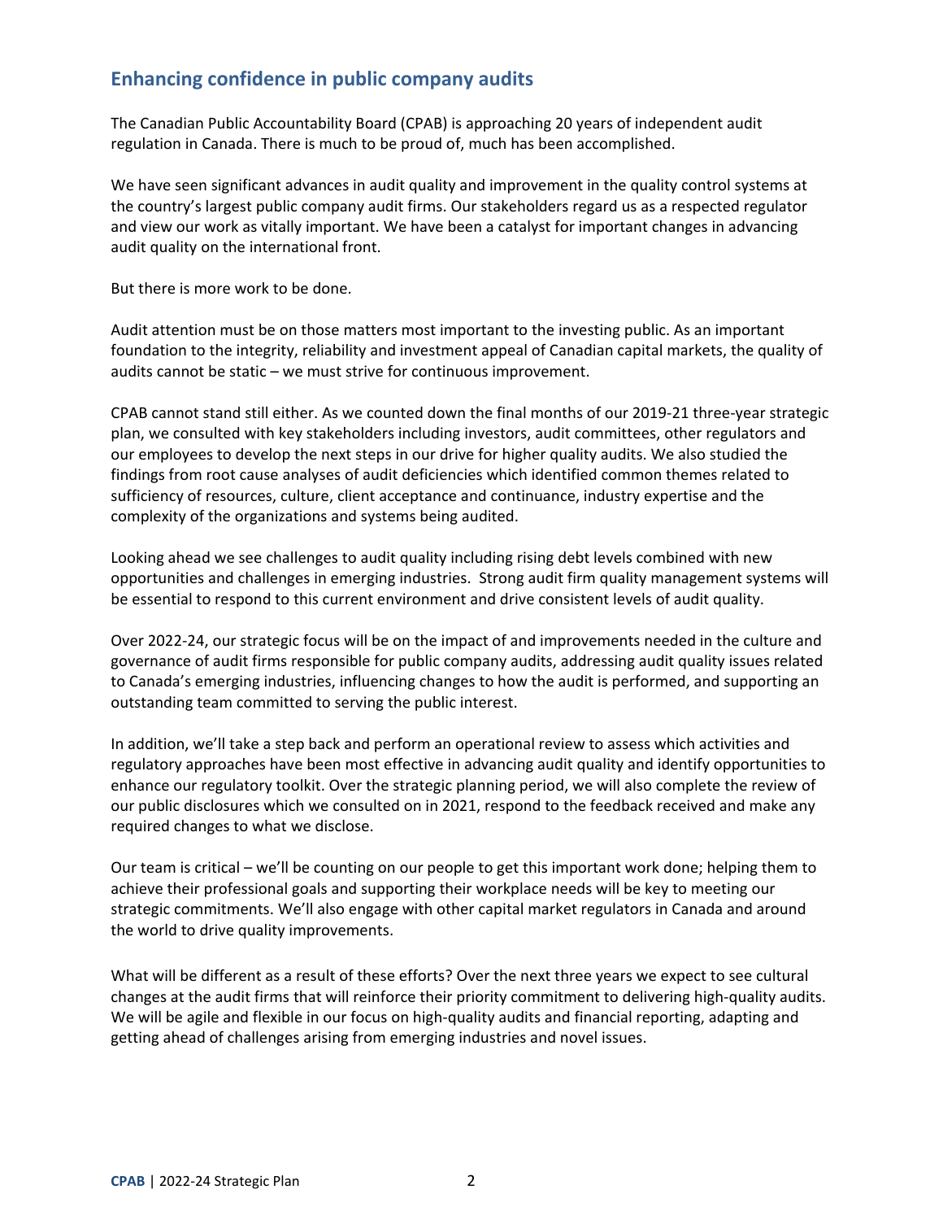## Enhancing confidence in public company audits

The Canadian Public Accountability Board (CPAB) is approaching 20 years of independent audit regulation in Canada. There is much to be proud of, much has been accomplished.

We have seen significant advances in audit quality and improvement in the quality control systems at the country's largest public company audit firms. Our stakeholders regard us as a respected regulator and view our work as vitally important. We have been a catalyst for important changes in advancing audit quality on the international front.

But there is more work to be done.

Audit attention must be on those matters most important to the investing public. As an important foundation to the integrity, reliability and investment appeal of Canadian capital markets, the quality of audits cannot be static – we must strive for continuous improvement.

CPAB cannot stand still either. As we counted down the final months of our 2019-21 three-year strategic plan, we consulted with key stakeholders including investors, audit committees, other regulators and our employees to develop the next steps in our drive for higher quality audits. We also studied the findings from root cause analyses of audit deficiencies which identified common themes related to sufficiency of resources, culture, client acceptance and continuance, industry expertise and the complexity of the organizations and systems being audited.

Looking ahead we see challenges to audit quality including rising debt levels combined with new opportunities and challenges in emerging industries. Strong audit firm quality management systems will be essential to respond to this current environment and drive consistent levels of audit quality.

Over 2022-24, our strategic focus will be on the impact of and improvements needed in the culture and governance of audit firms responsible for public company audits, addressing audit quality issues related to Canada's emerging industries, influencing changes to how the audit is performed, and supporting an outstanding team committed to serving the public interest.

In addition, we'll take a step back and perform an operational review to assess which activities and regulatory approaches have been most effective in advancing audit quality and identify opportunities to enhance our regulatory toolkit. Over the strategic planning period, we will also complete the review of our public disclosures which we consulted on in 2021, respond to the feedback received and make any required changes to what we disclose.

Our team is critical – we'll be counting on our people to get this important work done; helping them to achieve their professional goals and supporting their workplace needs will be key to meeting our strategic commitments. We'll also engage with other capital market regulators in Canada and around the world to drive quality improvements.

What will be different as a result of these efforts? Over the next three years we expect to see cultural changes at the audit firms that will reinforce their priority commitment to delivering high-quality audits. We will be agile and flexible in our focus on high-quality audits and financial reporting, adapting and getting ahead of challenges arising from emerging industries and novel issues.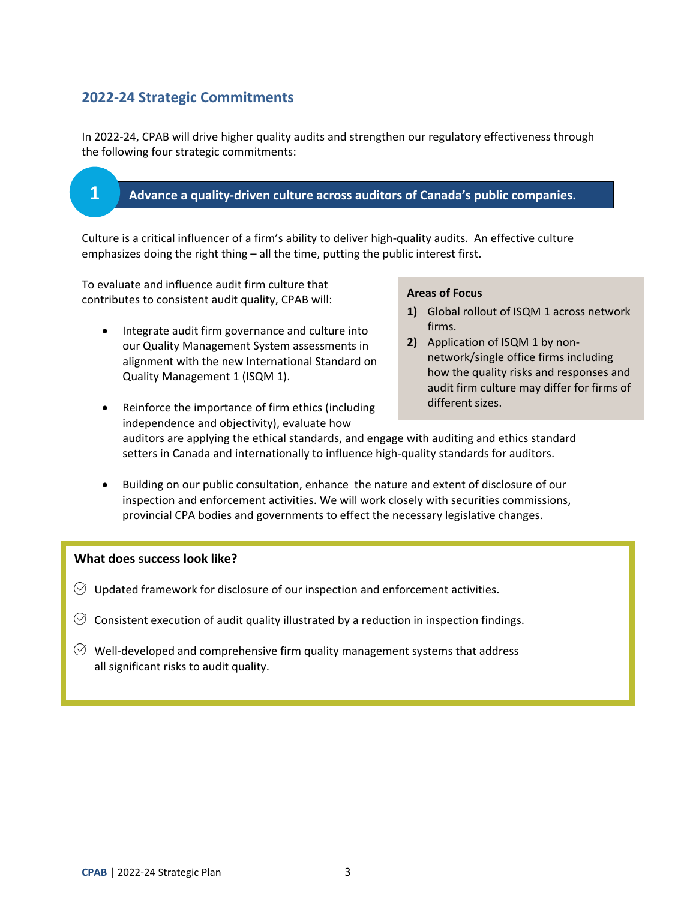## 2022-24 Strategic Commitments

In 2022-24, CPAB will drive higher quality audits and strengthen our regulatory effectiveness through the following four strategic commitments:

### 1 Advance a quality-driven culture across auditors of Canada's public companies.

Culture is a critical influencer of a firm's ability to deliver high-quality audits. An effective culture emphasizes doing the right thing – all the time, putting the public interest first.

To evaluate and influence audit firm culture that contributes to consistent audit quality, CPAB will:

- Integrate audit firm governance and culture into our Quality Management System assessments in alignment with the new International Standard on Quality Management 1 (ISQM 1).
- Reinforce the importance of firm ethics (including independence and objectivity), evaluate how auditors are applying the ethical standards, and engage with auditing and ethics standard setters in Canada and internationally to influence high-quality standards for auditors.
- Building on our public consultation, enhance the nature and extent of disclosure of our inspection and enforcement activities. We will work closely with securities commissions, provincial CPA bodies and governments to effect the necessary legislative changes.

**Areas of Focus**

1) Global rollout of ISQM 1 across network firms.
2) Application of ISQM 1 by non-network/single office firms including how the quality risks and responses and audit firm culture may differ for firms of different sizes.

**What does success look like?**

- Updated framework for disclosure of our inspection and enforcement activities.
- Consistent execution of audit quality illustrated by a reduction in inspection findings.
- Well-developed and comprehensive firm quality management systems that address all significant risks to audit quality.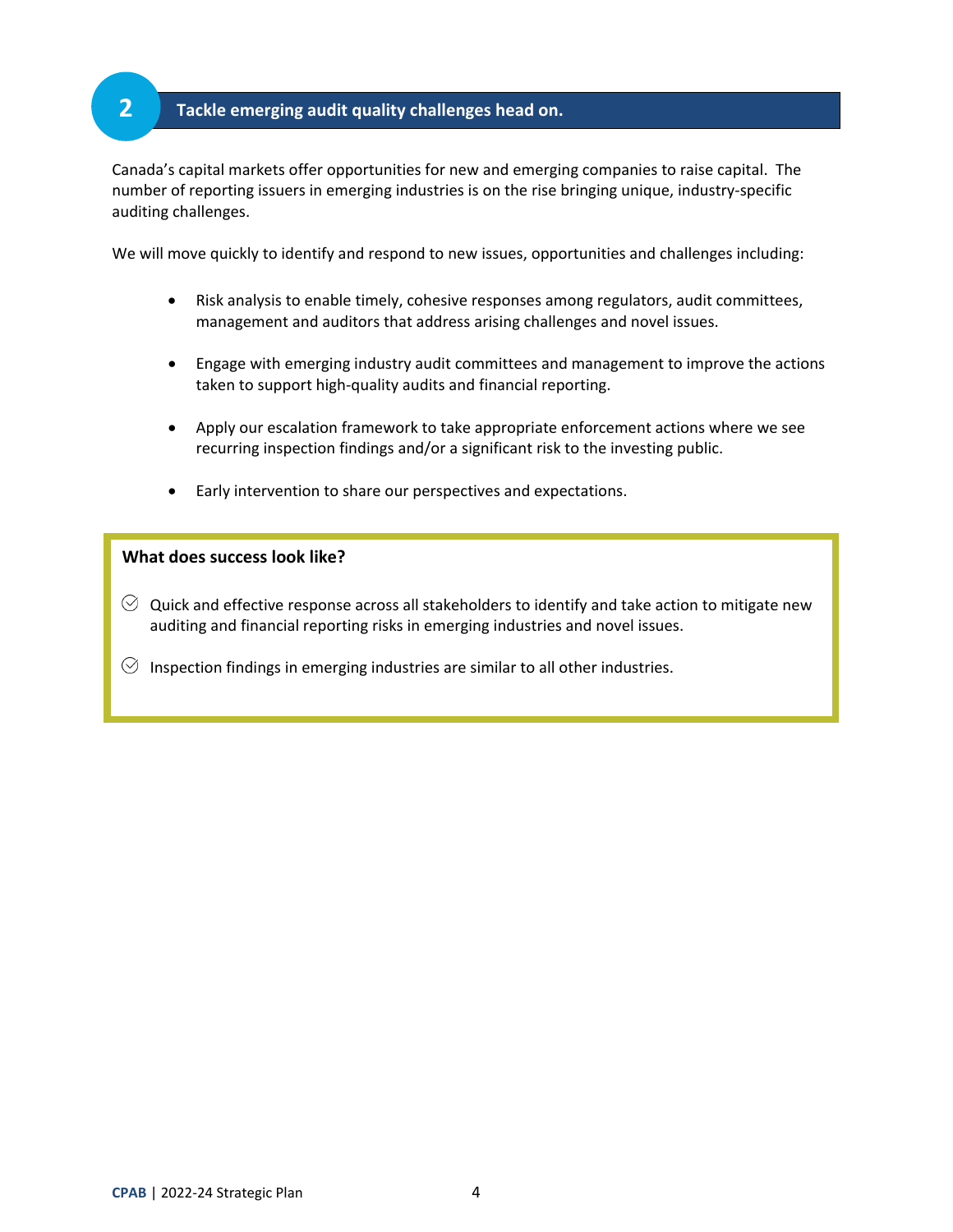## 2 Tackle emerging audit quality challenges head on.

Canada's capital markets offer opportunities for new and emerging companies to raise capital. The number of reporting issuers in emerging industries is on the rise bringing unique, industry-specific auditing challenges.

We will move quickly to identify and respond to new issues, opportunities and challenges including:

- Risk analysis to enable timely, cohesive responses among regulators, audit committees, management and auditors that address arising challenges and novel issues.
- Engage with emerging industry audit committees and management to improve the actions taken to support high-quality audits and financial reporting.
- Apply our escalation framework to take appropriate enforcement actions where we see recurring inspection findings and/or a significant risk to the investing public.
- Early intervention to share our perspectives and expectations.

**What does success look like?**

- Quick and effective response across all stakeholders to identify and take action to mitigate new auditing and financial reporting risks in emerging industries and novel issues.
- Inspection findings in emerging industries are similar to all other industries.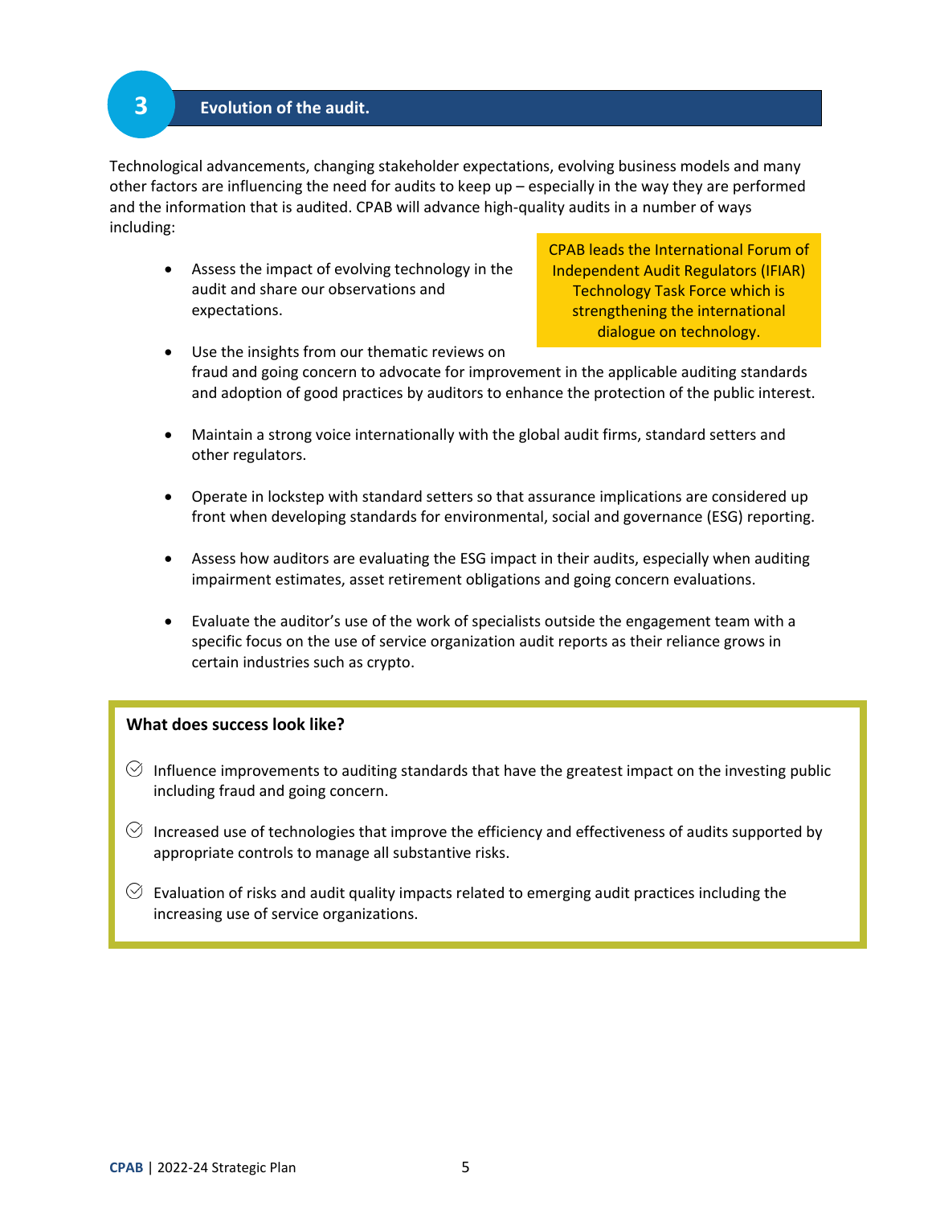## 3 Evolution of the audit.

Technological advancements, changing stakeholder expectations, evolving business models and many other factors are influencing the need for audits to keep up – especially in the way they are performed and the information that is audited. CPAB will advance high-quality audits in a number of ways including:

> CPAB leads the International Forum of Independent Audit Regulators (IFIAR) Technology Task Force which is strengthening the international dialogue on technology.

- Assess the impact of evolving technology in the audit and share our observations and expectations.
- Use the insights from our thematic reviews on fraud and going concern to advocate for improvement in the applicable auditing standards and adoption of good practices by auditors to enhance the protection of the public interest.
- Maintain a strong voice internationally with the global audit firms, standard setters and other regulators.
- Operate in lockstep with standard setters so that assurance implications are considered up front when developing standards for environmental, social and governance (ESG) reporting.
- Assess how auditors are evaluating the ESG impact in their audits, especially when auditing impairment estimates, asset retirement obligations and going concern evaluations.
- Evaluate the auditor's use of the work of specialists outside the engagement team with a specific focus on the use of service organization audit reports as their reliance grows in certain industries such as crypto.

### What does success look like?

- Influence improvements to auditing standards that have the greatest impact on the investing public including fraud and going concern.
- Increased use of technologies that improve the efficiency and effectiveness of audits supported by appropriate controls to manage all substantive risks.
- Evaluation of risks and audit quality impacts related to emerging audit practices including the increasing use of service organizations.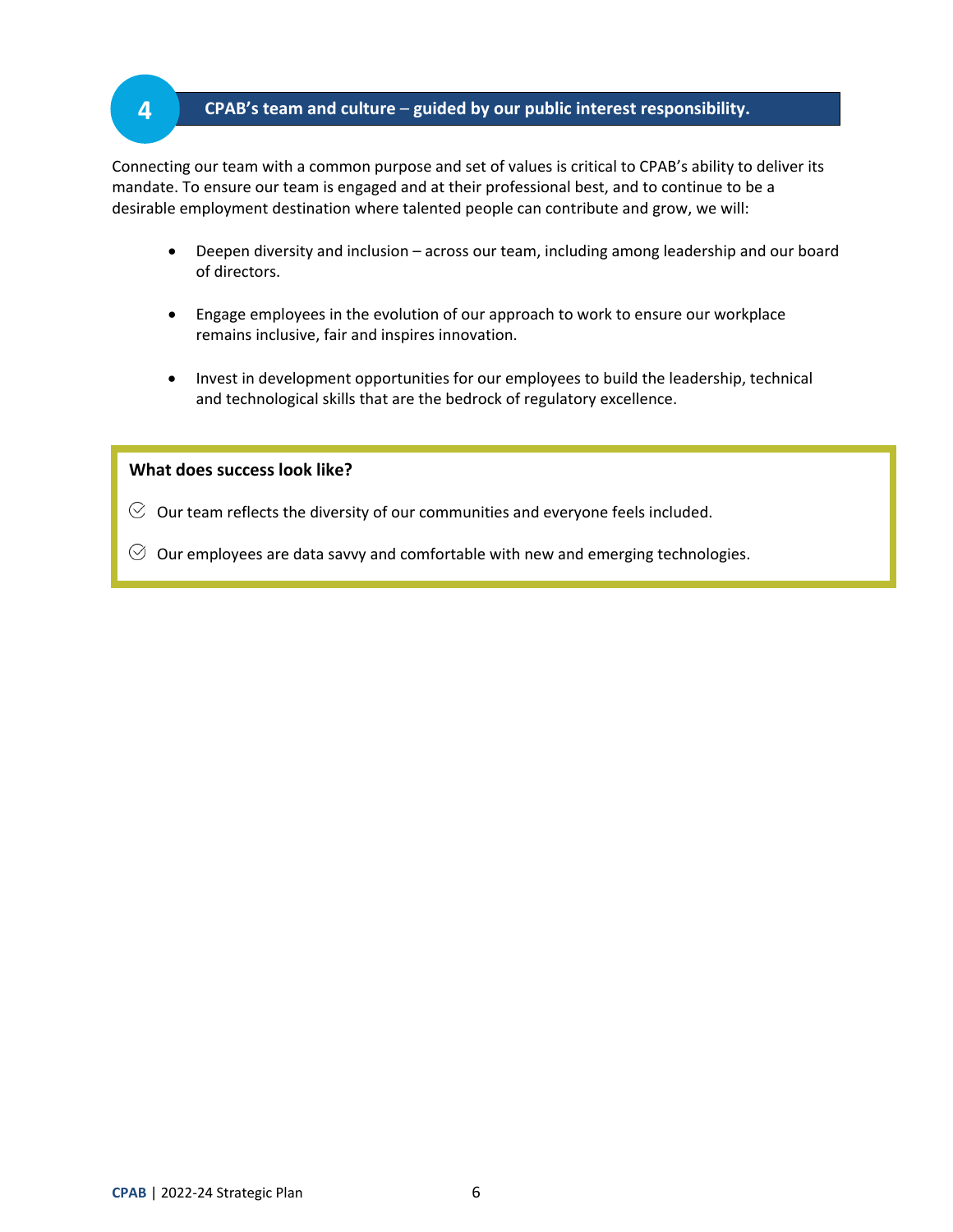## 4 CPAB's team and culture – guided by our public interest responsibility.

Connecting our team with a common purpose and set of values is critical to CPAB's ability to deliver its mandate. To ensure our team is engaged and at their professional best, and to continue to be a desirable employment destination where talented people can contribute and grow, we will:

- Deepen diversity and inclusion – across our team, including among leadership and our board of directors.
- Engage employees in the evolution of our approach to work to ensure our workplace remains inclusive, fair and inspires innovation.
- Invest in development opportunities for our employees to build the leadership, technical and technological skills that are the bedrock of regulatory excellence.

**What does success look like?**

- ✓ Our team reflects the diversity of our communities and everyone feels included.
- ✓ Our employees are data savvy and comfortable with new and emerging technologies.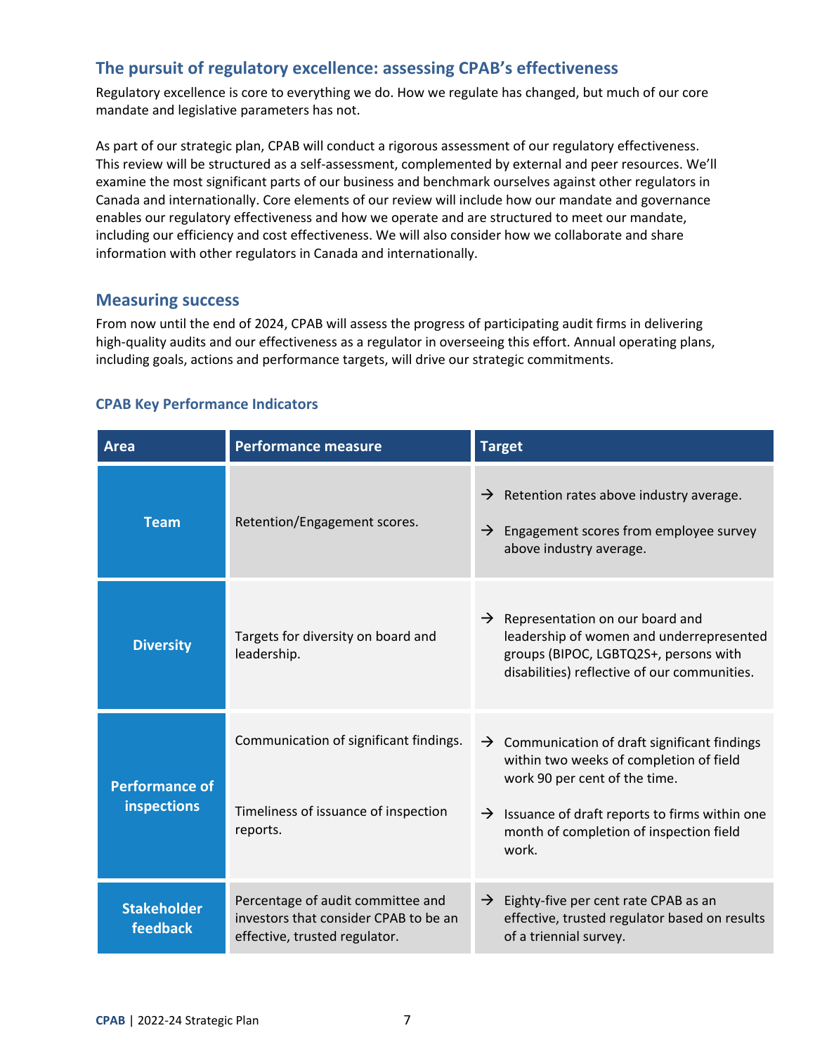## The pursuit of regulatory excellence: assessing CPAB's effectiveness

Regulatory excellence is core to everything we do. How we regulate has changed, but much of our core mandate and legislative parameters has not.

As part of our strategic plan, CPAB will conduct a rigorous assessment of our regulatory effectiveness. This review will be structured as a self-assessment, complemented by external and peer resources. We'll examine the most significant parts of our business and benchmark ourselves against other regulators in Canada and internationally. Core elements of our review will include how our mandate and governance enables our regulatory effectiveness and how we operate and are structured to meet our mandate, including our efficiency and cost effectiveness. We will also consider how we collaborate and share information with other regulators in Canada and internationally.

## Measuring success

From now until the end of 2024, CPAB will assess the progress of participating audit firms in delivering high-quality audits and our effectiveness as a regulator in overseeing this effort. Annual operating plans, including goals, actions and performance targets, will drive our strategic commitments.

### CPAB Key Performance Indicators

| Area | Performance measure | Target |
|---|---|---|
| **Team** | Retention/Engagement scores. | → Retention rates above industry average.<br>→ Engagement scores from employee survey above industry average. |
| **Diversity** | Targets for diversity on board and leadership. | → Representation on our board and leadership of women and underrepresented groups (BIPOC, LGBTQ2S+, persons with disabilities) reflective of our communities. |
| **Performance of inspections** | Communication of significant findings. | → Communication of draft significant findings within two weeks of completion of field work 90 per cent of the time. |
| | Timeliness of issuance of inspection reports. | → Issuance of draft reports to firms within one month of completion of inspection field work. |
| **Stakeholder feedback** | Percentage of audit committee and investors that consider CPAB to be an effective, trusted regulator. | → Eighty-five per cent rate CPAB as an effective, trusted regulator based on results of a triennial survey. |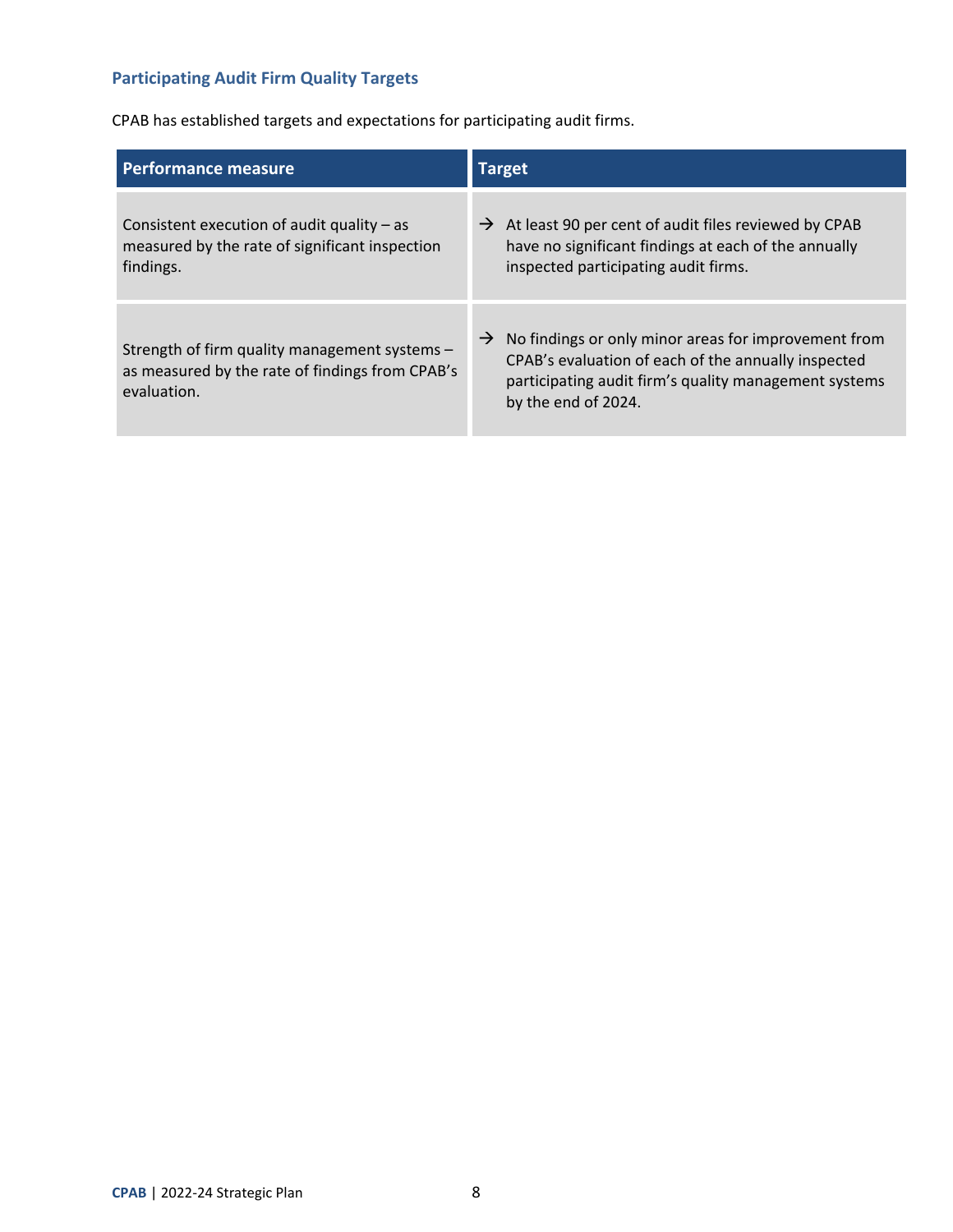### Participating Audit Firm Quality Targets

CPAB has established targets and expectations for participating audit firms.

| Performance measure | Target |
| --- | --- |
| Consistent execution of audit quality – as measured by the rate of significant inspection findings. | → At least 90 per cent of audit files reviewed by CPAB have no significant findings at each of the annually inspected participating audit firms. |
| Strength of firm quality management systems – as measured by the rate of findings from CPAB's evaluation. | → No findings or only minor areas for improvement from CPAB's evaluation of each of the annually inspected participating audit firm's quality management systems by the end of 2024. |